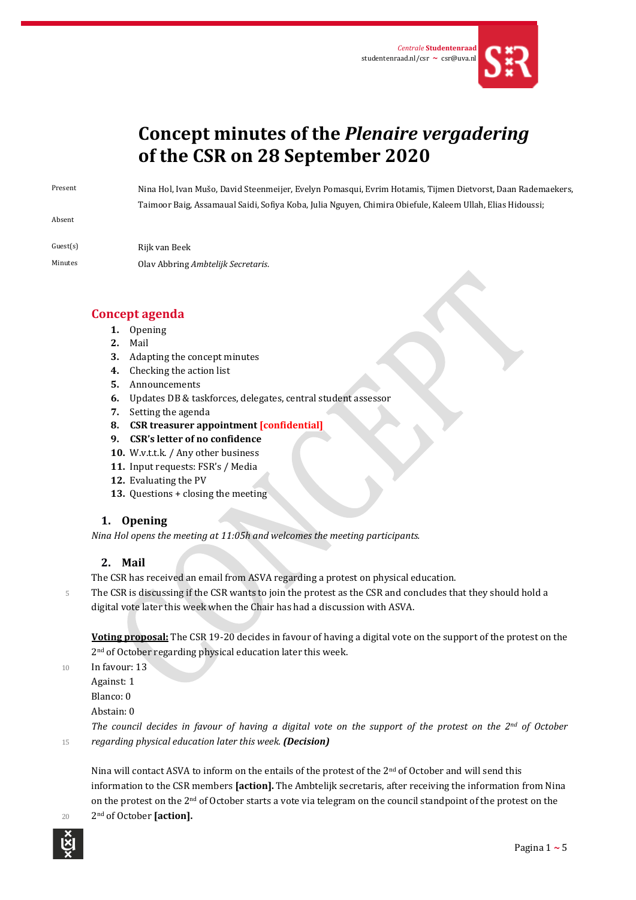*Centrale* **Studentenraad**
studentenraad.nl/csr ~ csr@uva.nl

# Concept minutes of the *Plenaire vergadering* of the CSR on 28 September 2020

| | |
|---|---|
| Present | Nina Hol, Ivan Mušo, David Steenmeijer, Evelyn Pomasqui, Evrim Hotamis, Tijmen Dietvorst, Daan Rademaekers, Taimoor Baig, Assamaual Saidi, Sofiya Koba, Julia Nguyen, Chimira Obiefule, Kaleem Ullah, Elias Hidoussi; |
| Absent | |
| Guest(s) | Rijk van Beek |
| Minutes | Olav Abbring *Ambtelijk Secretaris*. |

## Concept agenda

1. Opening
2. Mail
3. Adapting the concept minutes
4. Checking the action list
5. Announcements
6. Updates DB & taskforces, delegates, central student assessor
7. Setting the agenda
8. **CSR treasurer appointment [confidential]**
9. **CSR's letter of no confidence**
10. W.v.t.t.k. / Any other business
11. Input requests: FSR's / Media
12. Evaluating the PV
13. Questions + closing the meeting

### 1. Opening

*Nina Hol opens the meeting at 11:05h and welcomes the meeting participants.*

### 2. Mail

The CSR has received an email from ASVA regarding a protest on physical education.
The CSR is discussing if the CSR wants to join the protest as the CSR and concludes that they should hold a digital vote later this week when the Chair has had a discussion with ASVA.

**Voting proposal:** The CSR 19-20 decides in favour of having a digital vote on the support of the protest on the 2nd of October regarding physical education later this week.
In favour: 13
Against: 1
Blanco: 0
Abstain: 0
*The council decides in favour of having a digital vote on the support of the protest on the 2nd of October regarding physical education later this week.* ***(Decision)***

Nina will contact ASVA to inform on the entails of the protest of the 2nd of October and will send this information to the CSR members **[action].** The Ambtelijk secretaris, after receiving the information from Nina on the protest on the 2nd of October starts a vote via telegram on the council standpoint of the protest on the 2nd of October **[action].**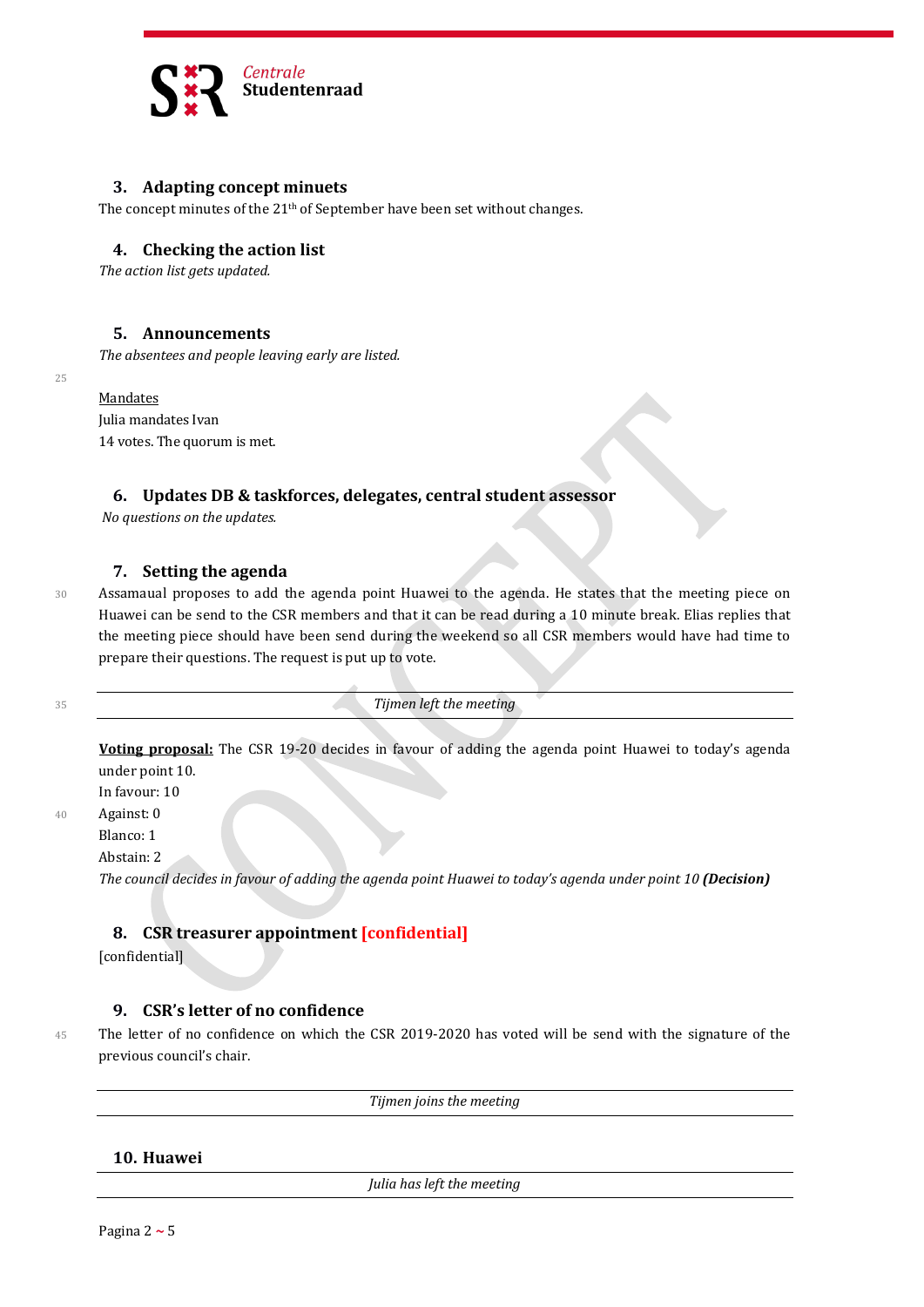## 3. Adapting concept minuets

The concept minutes of the 21th of September have been set without changes.

## 4. Checking the action list

*The action list gets updated.*

## 5. Announcements

*The absentees and people leaving early are listed.*

Mandates
Julia mandates Ivan
14 votes. The quorum is met.

## 6. Updates DB & taskforces, delegates, central student assessor

*No questions on the updates.*

## 7. Setting the agenda

Assamaual proposes to add the agenda point Huawei to the agenda. He states that the meeting piece on Huawei can be send to the CSR members and that it can be read during a 10 minute break. Elias replies that the meeting piece should have been send during the weekend so all CSR members would have had time to prepare their questions. The request is put up to vote.

*Tijmen left the meeting*

**Voting proposal:** The CSR 19-20 decides in favour of adding the agenda point Huawei to today's agenda under point 10.
In favour: 10
Against: 0
Blanco: 1
Abstain: 2
*The council decides in favour of adding the agenda point Huawei to today's agenda under point 10* ***(Decision)***

## 8. CSR treasurer appointment [confidential]

[confidential]

## 9. CSR's letter of no confidence

The letter of no confidence on which the CSR 2019-2020 has voted will be send with the signature of the previous council's chair.

*Tijmen joins the meeting*

## 10. Huawei

*Julia has left the meeting*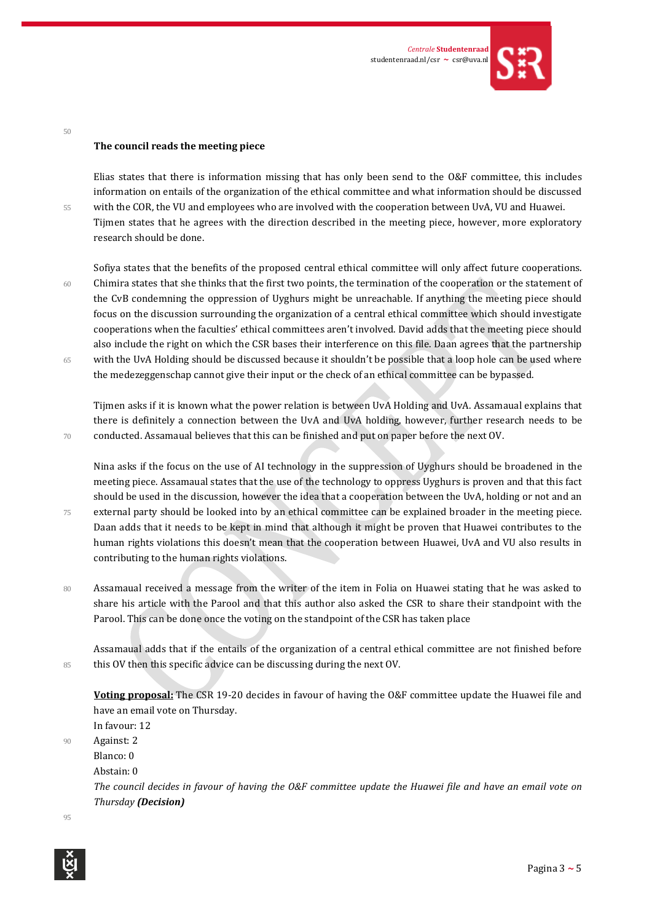**The council reads the meeting piece**

Elias states that there is information missing that has only been send to the O&F committee, this includes information on entails of the organization of the ethical committee and what information should be discussed with the COR, the VU and employees who are involved with the cooperation between UvA, VU and Huawei. Tijmen states that he agrees with the direction described in the meeting piece, however, more exploratory research should be done.

Sofiya states that the benefits of the proposed central ethical committee will only affect future cooperations. Chimira states that she thinks that the first two points, the termination of the cooperation or the statement of the CvB condemning the oppression of Uyghurs might be unreachable. If anything the meeting piece should focus on the discussion surrounding the organization of a central ethical committee which should investigate cooperations when the faculties' ethical committees aren't involved. David adds that the meeting piece should also include the right on which the CSR bases their interference on this file. Daan agrees that the partnership with the UvA Holding should be discussed because it shouldn't be possible that a loop hole can be used where the medezeggenschap cannot give their input or the check of an ethical committee can be bypassed.

Tijmen asks if it is known what the power relation is between UvA Holding and UvA. Assamaual explains that there is definitely a connection between the UvA and UvA holding, however, further research needs to be conducted. Assamaual believes that this can be finished and put on paper before the next OV.

Nina asks if the focus on the use of AI technology in the suppression of Uyghurs should be broadened in the meeting piece. Assamaual states that the use of the technology to oppress Uyghurs is proven and that this fact should be used in the discussion, however the idea that a cooperation between the UvA, holding or not and an external party should be looked into by an ethical committee can be explained broader in the meeting piece. Daan adds that it needs to be kept in mind that although it might be proven that Huawei contributes to the human rights violations this doesn't mean that the cooperation between Huawei, UvA and VU also results in contributing to the human rights violations.

Assamaual received a message from the writer of the item in Folia on Huawei stating that he was asked to share his article with the Parool and that this author also asked the CSR to share their standpoint with the Parool. This can be done once the voting on the standpoint of the CSR has taken place

Assamaual adds that if the entails of the organization of a central ethical committee are not finished before this OV then this specific advice can be discussing during the next OV.

**Voting proposal:** The CSR 19-20 decides in favour of having the O&F committee update the Huawei file and have an email vote on Thursday.  
In favour: 12  
Against: 2  
Blanco: 0  
Abstain: 0  
*The council decides in favour of having the O&F committee update the Huawei file and have an email vote on Thursday* ***(Decision)***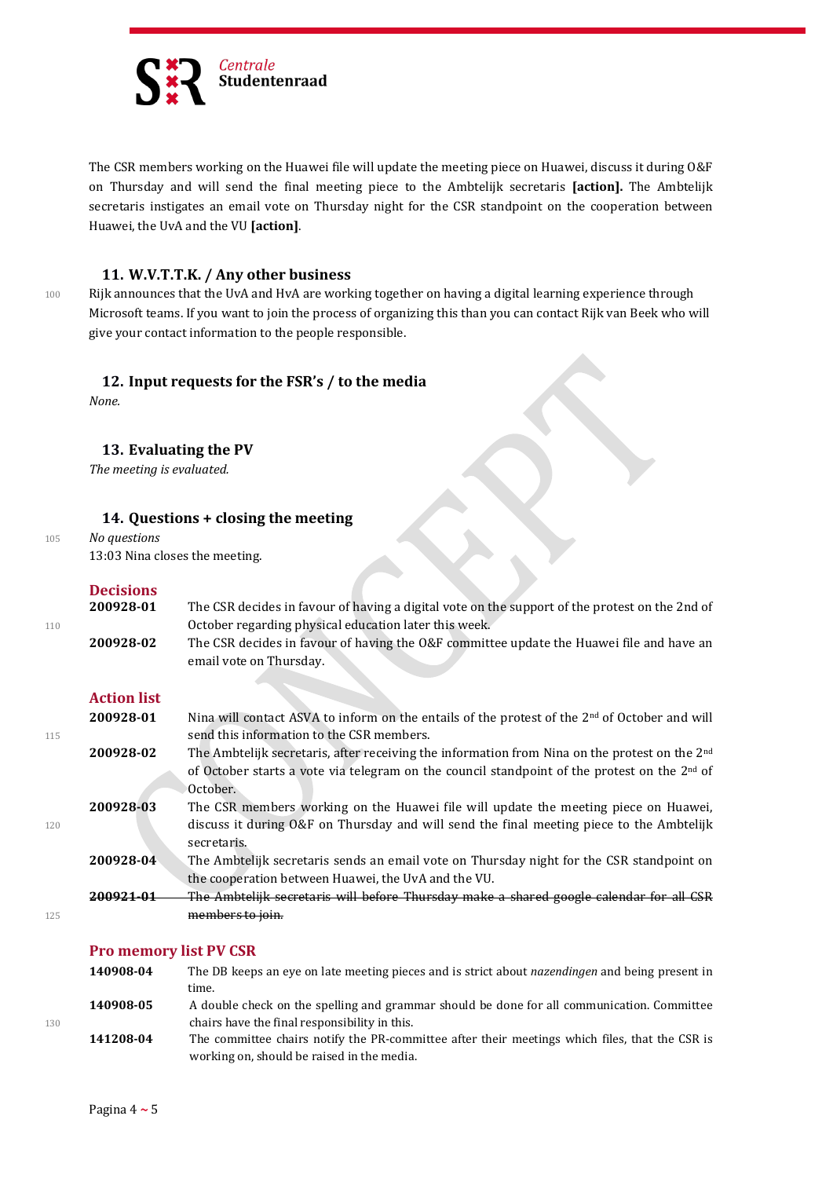The CSR members working on the Huawei file will update the meeting piece on Huawei, discuss it during O&F on Thursday and will send the final meeting piece to the Ambtelijk secretaris **[action].** The Ambtelijk secretaris instigates an email vote on Thursday night for the CSR standpoint on the cooperation between Huawei, the UvA and the VU **[action]**.

## 11. W.V.T.T.K. / Any other business

Rijk announces that the UvA and HvA are working together on having a digital learning experience through Microsoft teams. If you want to join the process of organizing this than you can contact Rijk van Beek who will give your contact information to the people responsible.

## 12. Input requests for the FSR's / to the media

*None.*

## 13. Evaluating the PV

*The meeting is evaluated.*

## 14. Questions + closing the meeting

*No questions*

13:03 Nina closes the meeting.

### Decisions

| | |
|---|---|
| **200928-01** | The CSR decides in favour of having a digital vote on the support of the protest on the 2nd of October regarding physical education later this week. |
| **200928-02** | The CSR decides in favour of having the O&F committee update the Huawei file and have an email vote on Thursday. |

### Action list

| | |
|---|---|
| **200928-01** | Nina will contact ASVA to inform on the entails of the protest of the 2nd of October and will send this information to the CSR members. |
| **200928-02** | The Ambtelijk secretaris, after receiving the information from Nina on the protest on the 2nd of October starts a vote via telegram on the council standpoint of the protest on the 2nd of October. |
| **200928-03** | The CSR members working on the Huawei file will update the meeting piece on Huawei, discuss it during O&F on Thursday and will send the final meeting piece to the Ambtelijk secretaris. |
| **200928-04** | The Ambtelijk secretaris sends an email vote on Thursday night for the CSR standpoint on the cooperation between Huawei, the UvA and the VU. |
| ~~**200921-01**~~ | ~~The Ambtelijk secretaris will before Thursday make a shared google calendar for all CSR members to join.~~ |

### Pro memory list PV CSR

| | |
|---|---|
| **140908-04** | The DB keeps an eye on late meeting pieces and is strict about *nazendingen* and being present in time. |
| **140908-05** | A double check on the spelling and grammar should be done for all communication. Committee chairs have the final responsibility in this. |
| **141208-04** | The committee chairs notify the PR-committee after their meetings which files, that the CSR is working on, should be raised in the media. |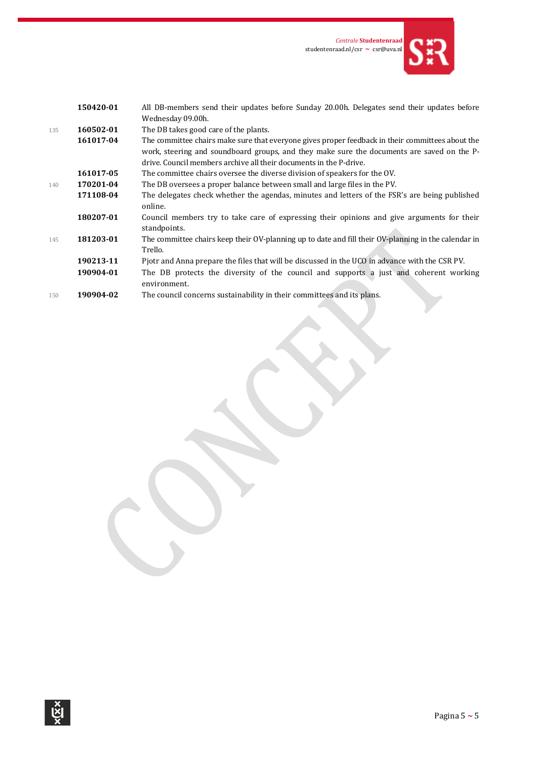| | |
|---|---|
| **150420-01** | All DB-members send their updates before Sunday 20.00h. Delegates send their updates before Wednesday 09.00h. |
| **160502-01** | The DB takes good care of the plants. |
| **161017-04** | The committee chairs make sure that everyone gives proper feedback in their committees about the work, steering and soundboard groups, and they make sure the documents are saved on the P-drive. Council members archive all their documents in the P-drive. |
| **161017-05** | The committee chairs oversee the diverse division of speakers for the OV. |
| **170201-04** | The DB oversees a proper balance between small and large files in the PV. |
| **171108-04** | The delegates check whether the agendas, minutes and letters of the FSR's are being published online. |
| **180207-01** | Council members try to take care of expressing their opinions and give arguments for their standpoints. |
| **181203-01** | The committee chairs keep their OV-planning up to date and fill their OV-planning in the calendar in Trello. |
| **190213-11** | Pjotr and Anna prepare the files that will be discussed in the UCO in advance with the CSR PV. |
| **190904-01** | The DB protects the diversity of the council and supports a just and coherent working environment. |
| **190904-02** | The council concerns sustainability in their committees and its plans. |

CONCEPT